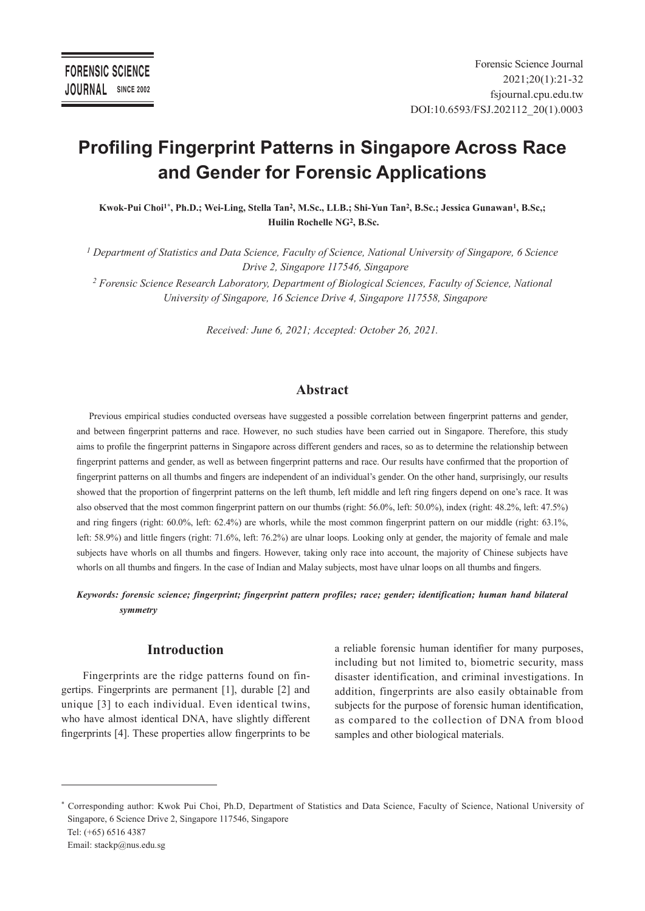# Profiling Fingerprint Patterns in Singapore Across Race and Gender for Forensic Applications

**Kwok-Pui Choi[1*], Ph.D.; Wei-Ling, Stella Tan[2], M.Sc., LLB.; Shi-Yun Tan[2], B.Sc.; Jessica Gunawan[1], B.Sc,; Huilin Rochelle NG[2], B.Sc.**

*[1] Department of Statistics and Data Science, Faculty of Science, National University of Singapore, 6 Science Drive 2, Singapore 117546, Singapore*

*[2] Forensic Science Research Laboratory, Department of Biological Sciences, Faculty of Science, National University of Singapore, 16 Science Drive 4, Singapore 117558, Singapore*

*Received: June 6, 2021; Accepted: October 26, 2021.*

## Abstract

Previous empirical studies conducted overseas have suggested a possible correlation between fingerprint patterns and gender, and between fingerprint patterns and race. However, no such studies have been carried out in Singapore. Therefore, this study aims to profile the fingerprint patterns in Singapore across different genders and races, so as to determine the relationship between fingerprint patterns and gender, as well as between fingerprint patterns and race. Our results have confirmed that the proportion of fingerprint patterns on all thumbs and fingers are independent of an individual's gender. On the other hand, surprisingly, our results showed that the proportion of fingerprint patterns on the left thumb, left middle and left ring fingers depend on one's race. It was also observed that the most common fingerprint pattern on our thumbs (right: 56.0%, left: 50.0%), index (right: 48.2%, left: 47.5%) and ring fingers (right: 60.0%, left: 62.4%) are whorls, while the most common fingerprint pattern on our middle (right: 63.1%, left: 58.9%) and little fingers (right: 71.6%, left: 76.2%) are ulnar loops. Looking only at gender, the majority of female and male subjects have whorls on all thumbs and fingers. However, taking only race into account, the majority of Chinese subjects have whorls on all thumbs and fingers. In the case of Indian and Malay subjects, most have ulnar loops on all thumbs and fingers.

***Keywords: forensic science; fingerprint; fingerprint pattern profiles; race; gender; identification; human hand bilateral symmetry***

## Introduction

Fingerprints are the ridge patterns found on fingertips. Fingerprints are permanent [1], durable [2] and unique [3] to each individual. Even identical twins, who have almost identical DNA, have slightly different fingerprints [4]. These properties allow fingerprints to be a reliable forensic human identifier for many purposes, including but not limited to, biometric security, mass disaster identification, and criminal investigations. In addition, fingerprints are also easily obtainable from subjects for the purpose of forensic human identification, as compared to the collection of DNA from blood samples and other biological materials.

---

* Corresponding author: Kwok Pui Choi, Ph.D, Department of Statistics and Data Science, Faculty of Science, National University of Singapore, 6 Science Drive 2, Singapore 117546, Singapore
Tel: (+65) 6516 4387
Email: stackp@nus.edu.sg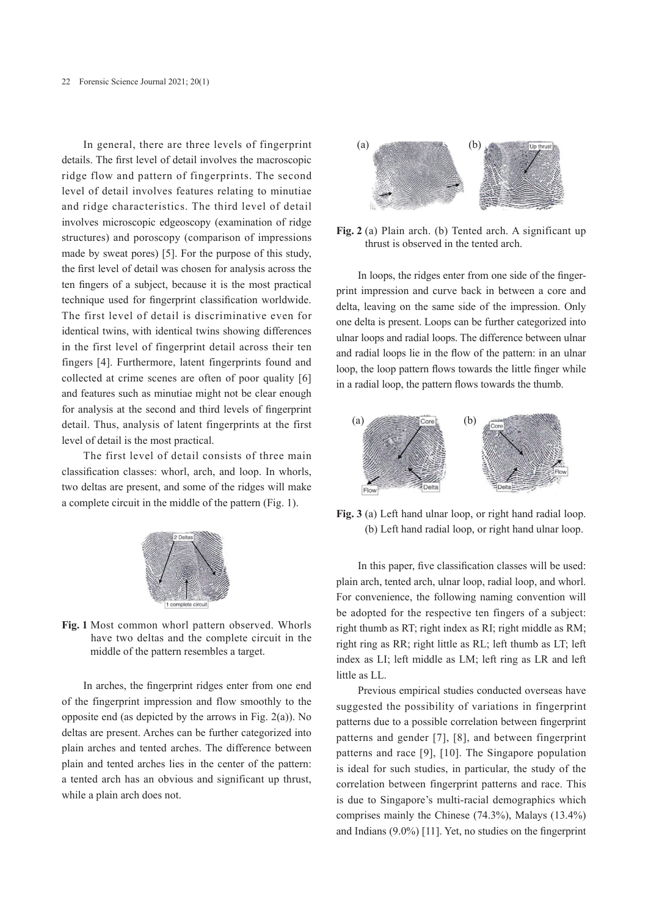In general, there are three levels of fingerprint details. The first level of detail involves the macroscopic ridge flow and pattern of fingerprints. The second level of detail involves features relating to minutiae and ridge characteristics. The third level of detail involves microscopic edgeoscopy (examination of ridge structures) and poroscopy (comparison of impressions made by sweat pores) [5]. For the purpose of this study, the first level of detail was chosen for analysis across the ten fingers of a subject, because it is the most practical technique used for fingerprint classification worldwide. The first level of detail is discriminative even for identical twins, with identical twins showing differences in the first level of fingerprint detail across their ten fingers [4]. Furthermore, latent fingerprints found and collected at crime scenes are often of poor quality [6] and features such as minutiae might not be clear enough for analysis at the second and third levels of fingerprint detail. Thus, analysis of latent fingerprints at the first level of detail is the most practical.

The first level of detail consists of three main classification classes: whorl, arch, and loop. In whorls, two deltas are present, and some of the ridges will make a complete circuit in the middle of the pattern (Fig. 1).

**Fig. 1** Most common whorl pattern observed. Whorls have two deltas and the complete circuit in the middle of the pattern resembles a target.

In arches, the fingerprint ridges enter from one end of the fingerprint impression and flow smoothly to the opposite end (as depicted by the arrows in Fig. 2(a)). No deltas are present. Arches can be further categorized into plain arches and tented arches. The difference between plain and tented arches lies in the center of the pattern: a tented arch has an obvious and significant up thrust, while a plain arch does not.

**Fig. 2** (a) Plain arch. (b) Tented arch. A significant up thrust is observed in the tented arch.

In loops, the ridges enter from one side of the fingerprint impression and curve back in between a core and delta, leaving on the same side of the impression. Only one delta is present. Loops can be further categorized into ulnar loops and radial loops. The difference between ulnar and radial loops lie in the flow of the pattern: in an ulnar loop, the loop pattern flows towards the little finger while in a radial loop, the pattern flows towards the thumb.

**Fig. 3** (a) Left hand ulnar loop, or right hand radial loop. (b) Left hand radial loop, or right hand ulnar loop.

In this paper, five classification classes will be used: plain arch, tented arch, ulnar loop, radial loop, and whorl. For convenience, the following naming convention will be adopted for the respective ten fingers of a subject: right thumb as RT; right index as RI; right middle as RM; right ring as RR; right little as RL; left thumb as LT; left index as LI; left middle as LM; left ring as LR and left little as LL.

Previous empirical studies conducted overseas have suggested the possibility of variations in fingerprint patterns due to a possible correlation between fingerprint patterns and gender [7], [8], and between fingerprint patterns and race [9], [10]. The Singapore population is ideal for such studies, in particular, the study of the correlation between fingerprint patterns and race. This is due to Singapore's multi-racial demographics which comprises mainly the Chinese (74.3%), Malays (13.4%) and Indians (9.0%) [11]. Yet, no studies on the fingerprint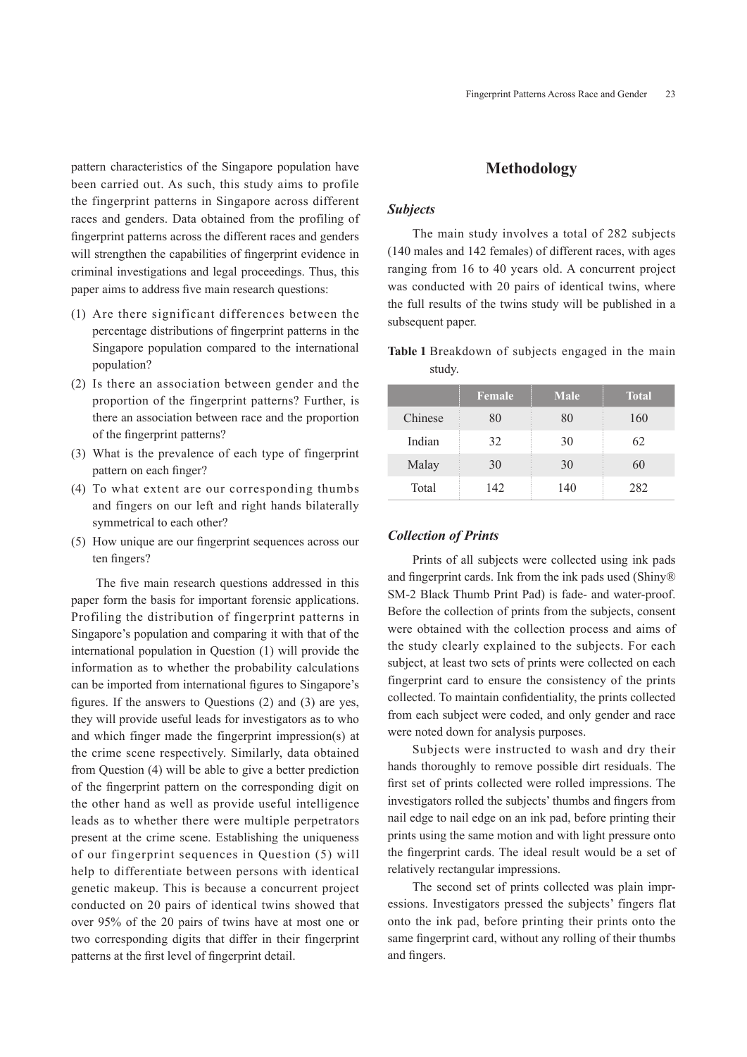pattern characteristics of the Singapore population have been carried out. As such, this study aims to profile the fingerprint patterns in Singapore across different races and genders. Data obtained from the profiling of fingerprint patterns across the different races and genders will strengthen the capabilities of fingerprint evidence in criminal investigations and legal proceedings. Thus, this paper aims to address five main research questions:

(1) Are there significant differences between the percentage distributions of fingerprint patterns in the Singapore population compared to the international population?
(2) Is there an association between gender and the proportion of the fingerprint patterns? Further, is there an association between race and the proportion of the fingerprint patterns?
(3) What is the prevalence of each type of fingerprint pattern on each finger?
(4) To what extent are our corresponding thumbs and fingers on our left and right hands bilaterally symmetrical to each other?
(5) How unique are our fingerprint sequences across our ten fingers?

The five main research questions addressed in this paper form the basis for important forensic applications. Profiling the distribution of fingerprint patterns in Singapore's population and comparing it with that of the international population in Question (1) will provide the information as to whether the probability calculations can be imported from international figures to Singapore's figures. If the answers to Questions (2) and (3) are yes, they will provide useful leads for investigators as to who and which finger made the fingerprint impression(s) at the crime scene respectively. Similarly, data obtained from Question (4) will be able to give a better prediction of the fingerprint pattern on the corresponding digit on the other hand as well as provide useful intelligence leads as to whether there were multiple perpetrators present at the crime scene. Establishing the uniqueness of our fingerprint sequences in Question (5) will help to differentiate between persons with identical genetic makeup. This is because a concurrent project conducted on 20 pairs of identical twins showed that over 95% of the 20 pairs of twins have at most one or two corresponding digits that differ in their fingerprint patterns at the first level of fingerprint detail.

## Methodology

### *Subjects*

The main study involves a total of 282 subjects (140 males and 142 females) of different races, with ages ranging from 16 to 40 years old. A concurrent project was conducted with 20 pairs of identical twins, where the full results of the twins study will be published in a subsequent paper.

**Table 1** Breakdown of subjects engaged in the main study.

| | Female | Male | Total |
|---|---|---|---|
| Chinese | 80 | 80 | 160 |
| Indian | 32 | 30 | 62 |
| Malay | 30 | 30 | 60 |
| Total | 142 | 140 | 282 |

### *Collection of Prints*

Prints of all subjects were collected using ink pads and fingerprint cards. Ink from the ink pads used (Shiny® SM-2 Black Thumb Print Pad) is fade- and water-proof. Before the collection of prints from the subjects, consent were obtained with the collection process and aims of the study clearly explained to the subjects. For each subject, at least two sets of prints were collected on each fingerprint card to ensure the consistency of the prints collected. To maintain confidentiality, the prints collected from each subject were coded, and only gender and race were noted down for analysis purposes.

Subjects were instructed to wash and dry their hands thoroughly to remove possible dirt residuals. The first set of prints collected were rolled impressions. The investigators rolled the subjects' thumbs and fingers from nail edge to nail edge on an ink pad, before printing their prints using the same motion and with light pressure onto the fingerprint cards. The ideal result would be a set of relatively rectangular impressions.

The second set of prints collected was plain impressions. Investigators pressed the subjects' fingers flat onto the ink pad, before printing their prints onto the same fingerprint card, without any rolling of their thumbs and fingers.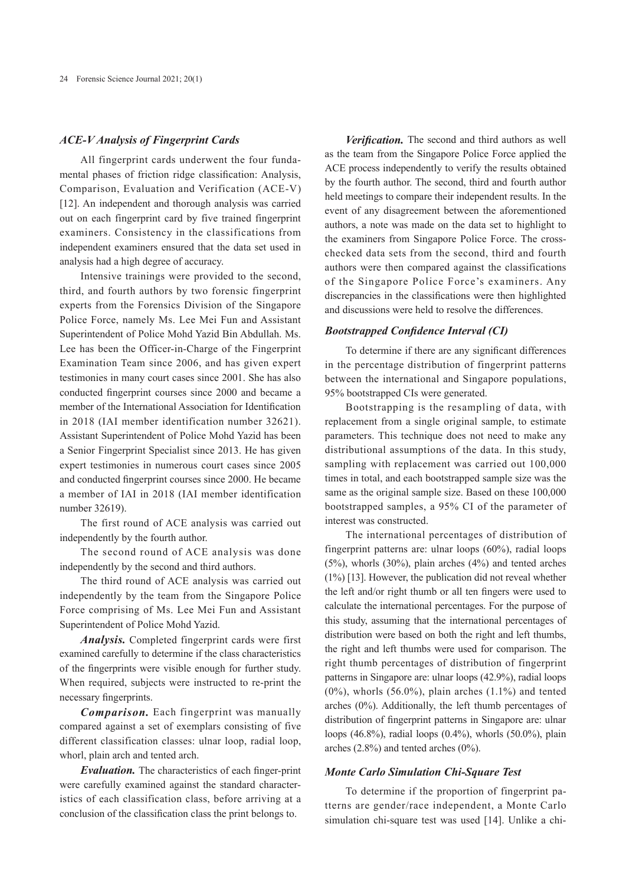### *ACE-V Analysis of Fingerprint Cards*

All fingerprint cards underwent the four fundamental phases of friction ridge classification: Analysis, Comparison, Evaluation and Verification (ACE-V) [12]. An independent and thorough analysis was carried out on each fingerprint card by five trained fingerprint examiners. Consistency in the classifications from independent examiners ensured that the data set used in analysis had a high degree of accuracy.

Intensive trainings were provided to the second, third, and fourth authors by two forensic fingerprint experts from the Forensics Division of the Singapore Police Force, namely Ms. Lee Mei Fun and Assistant Superintendent of Police Mohd Yazid Bin Abdullah. Ms. Lee has been the Officer-in-Charge of the Fingerprint Examination Team since 2006, and has given expert testimonies in many court cases since 2001. She has also conducted fingerprint courses since 2000 and became a member of the International Association for Identification in 2018 (IAI member identification number 32621). Assistant Superintendent of Police Mohd Yazid has been a Senior Fingerprint Specialist since 2013. He has given expert testimonies in numerous court cases since 2005 and conducted fingerprint courses since 2000. He became a member of IAI in 2018 (IAI member identification number 32619).

The first round of ACE analysis was carried out independently by the fourth author.

The second round of ACE analysis was done independently by the second and third authors.

The third round of ACE analysis was carried out independently by the team from the Singapore Police Force comprising of Ms. Lee Mei Fun and Assistant Superintendent of Police Mohd Yazid.

***Analysis.*** Completed fingerprint cards were first examined carefully to determine if the class characteristics of the fingerprints were visible enough for further study. When required, subjects were instructed to re-print the necessary fingerprints.

***Comparison.*** Each fingerprint was manually compared against a set of exemplars consisting of five different classification classes: ulnar loop, radial loop, whorl, plain arch and tented arch.

***Evaluation.*** The characteristics of each finger-print were carefully examined against the standard characteristics of each classification class, before arriving at a conclusion of the classification class the print belongs to.

***Verification.*** The second and third authors as well as the team from the Singapore Police Force applied the ACE process independently to verify the results obtained by the fourth author. The second, third and fourth author held meetings to compare their independent results. In the event of any disagreement between the aforementioned authors, a note was made on the data set to highlight to the examiners from Singapore Police Force. The cross-checked data sets from the second, third and fourth authors were then compared against the classifications of the Singapore Police Force's examiners. Any discrepancies in the classifications were then highlighted and discussions were held to resolve the differences.

### *Bootstrapped Confidence Interval (CI)*

To determine if there are any significant differences in the percentage distribution of fingerprint patterns between the international and Singapore populations, 95% bootstrapped CIs were generated.

Bootstrapping is the resampling of data, with replacement from a single original sample, to estimate parameters. This technique does not need to make any distributional assumptions of the data. In this study, sampling with replacement was carried out 100,000 times in total, and each bootstrapped sample size was the same as the original sample size. Based on these 100,000 bootstrapped samples, a 95% CI of the parameter of interest was constructed.

The international percentages of distribution of fingerprint patterns are: ulnar loops (60%), radial loops (5%), whorls (30%), plain arches (4%) and tented arches (1%) [13]. However, the publication did not reveal whether the left and/or right thumb or all ten fingers were used to calculate the international percentages. For the purpose of this study, assuming that the international percentages of distribution were based on both the right and left thumbs, the right and left thumbs were used for comparison. The right thumb percentages of distribution of fingerprint patterns in Singapore are: ulnar loops (42.9%), radial loops (0%), whorls (56.0%), plain arches (1.1%) and tented arches (0%). Additionally, the left thumb percentages of distribution of fingerprint patterns in Singapore are: ulnar loops (46.8%), radial loops (0.4%), whorls (50.0%), plain arches (2.8%) and tented arches (0%).

### *Monte Carlo Simulation Chi-Square Test*

To determine if the proportion of fingerprint patterns are gender/race independent, a Monte Carlo simulation chi-square test was used [14]. Unlike a chi-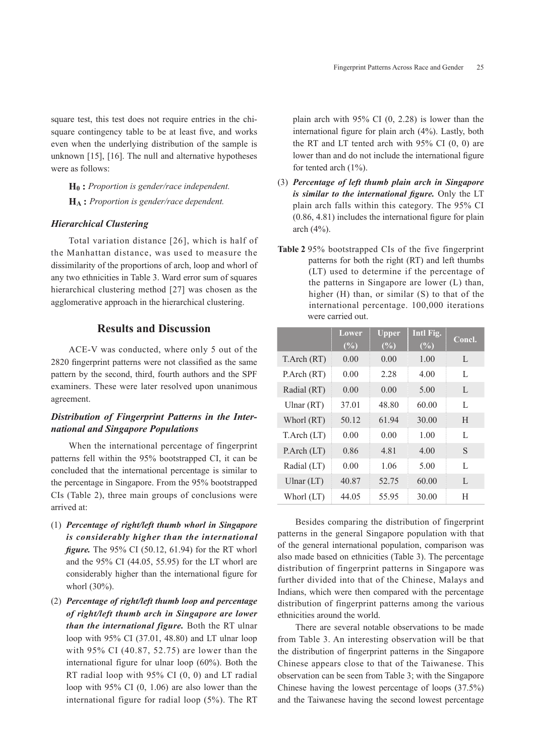square test, this test does not require entries in the chi-square contingency table to be at least five, and works even when the underlying distribution of the sample is unknown [15], [16]. The null and alternative hypotheses were as follows:

$\mathbf{H_0}$ **:** *Proportion is gender/race independent.*

$\mathbf{H_A}$ **:** *Proportion is gender/race dependent.*

### *Hierarchical Clustering*

Total variation distance [26], which is half of the Manhattan distance, was used to measure the dissimilarity of the proportions of arch, loop and whorl of any two ethnicities in Table 3. Ward error sum of squares hierarchical clustering method [27] was chosen as the agglomerative approach in the hierarchical clustering.

## Results and Discussion

ACE-V was conducted, where only 5 out of the 2820 fingerprint patterns were not classified as the same pattern by the second, third, fourth authors and the SPF examiners. These were later resolved upon unanimous agreement.

### *Distribution of Fingerprint Patterns in the International and Singapore Populations*

When the international percentage of fingerprint patterns fell within the 95% bootstrapped CI, it can be concluded that the international percentage is similar to the percentage in Singapore. From the 95% bootstrapped CIs (Table 2), three main groups of conclusions were arrived at:

(1) ***Percentage of right/left thumb whorl in Singapore is considerably higher than the international figure.*** The 95% CI (50.12, 61.94) for the RT whorl and the 95% CI (44.05, 55.95) for the LT whorl are considerably higher than the international figure for whorl (30%).

(2) ***Percentage of right/left thumb loop and percentage of right/left thumb arch in Singapore are lower than the international figure.*** Both the RT ulnar loop with 95% CI (37.01, 48.80) and LT ulnar loop with 95% CI (40.87, 52.75) are lower than the international figure for ulnar loop (60%). Both the RT radial loop with 95% CI (0, 0) and LT radial loop with 95% CI (0, 1.06) are also lower than the international figure for radial loop (5%). The RT plain arch with 95% CI (0, 2.28) is lower than the international figure for plain arch (4%). Lastly, both the RT and LT tented arch with 95% CI (0, 0) are lower than and do not include the international figure for tented arch (1%).

(3) ***Percentage of left thumb plain arch in Singapore is similar to the international figure.*** Only the LT plain arch falls within this category. The 95% CI (0.86, 4.81) includes the international figure for plain arch (4%).

**Table 2** 95% bootstrapped CIs of the five fingerprint patterns for both the right (RT) and left thumbs (LT) used to determine if the percentage of the patterns in Singapore are lower (L) than, higher (H) than, or similar (S) to that of the international percentage. 100,000 iterations were carried out.

| | Lower (%) | Upper (%) | Intl Fig. (%) | Concl. |
|---|---|---|---|---|
| T.Arch (RT) | 0.00 | 0.00 | 1.00 | L |
| P.Arch (RT) | 0.00 | 2.28 | 4.00 | L |
| Radial (RT) | 0.00 | 0.00 | 5.00 | L |
| Ulnar (RT) | 37.01 | 48.80 | 60.00 | L |
| Whorl (RT) | 50.12 | 61.94 | 30.00 | H |
| T.Arch (LT) | 0.00 | 0.00 | 1.00 | L |
| P.Arch (LT) | 0.86 | 4.81 | 4.00 | S |
| Radial (LT) | 0.00 | 1.06 | 5.00 | L |
| Ulnar (LT) | 40.87 | 52.75 | 60.00 | L |
| Whorl (LT) | 44.05 | 55.95 | 30.00 | H |

Besides comparing the distribution of fingerprint patterns in the general Singapore population with that of the general international population, comparison was also made based on ethnicities (Table 3). The percentage distribution of fingerprint patterns in Singapore was further divided into that of the Chinese, Malays and Indians, which were then compared with the percentage distribution of fingerprint patterns among the various ethnicities around the world.

There are several notable observations to be made from Table 3. An interesting observation will be that the distribution of fingerprint patterns in the Singapore Chinese appears close to that of the Taiwanese. This observation can be seen from Table 3; with the Singapore Chinese having the lowest percentage of loops (37.5%) and the Taiwanese having the second lowest percentage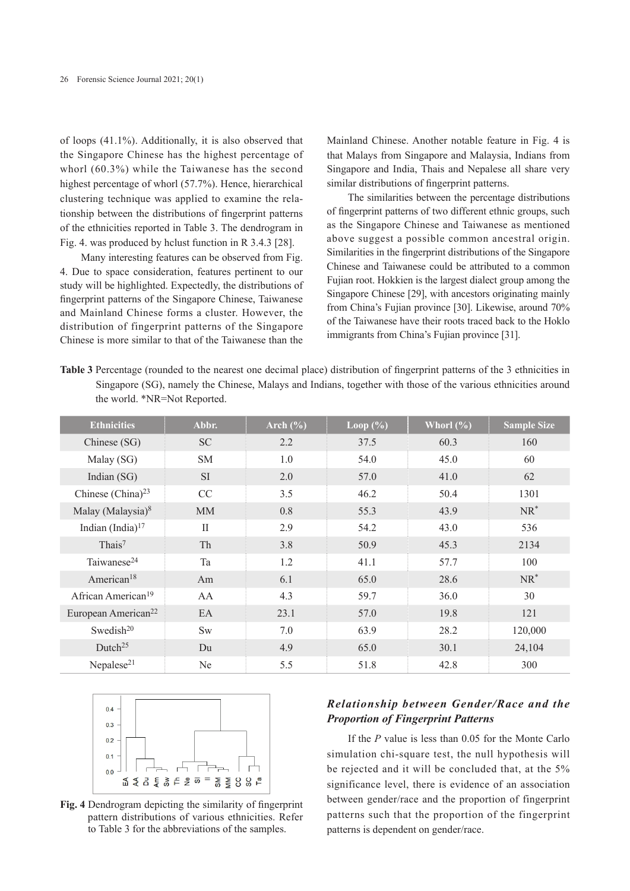of loops (41.1%). Additionally, it is also observed that the Singapore Chinese has the highest percentage of whorl (60.3%) while the Taiwanese has the second highest percentage of whorl (57.7%). Hence, hierarchical clustering technique was applied to examine the relationship between the distributions of fingerprint patterns of the ethnicities reported in Table 3. The dendrogram in Fig. 4. was produced by hclust function in R 3.4.3 [28].

Many interesting features can be observed from Fig. 4. Due to space consideration, features pertinent to our study will be highlighted. Expectedly, the distributions of fingerprint patterns of the Singapore Chinese, Taiwanese and Mainland Chinese forms a cluster. However, the distribution of fingerprint patterns of the Singapore Chinese is more similar to that of the Taiwanese than the Mainland Chinese. Another notable feature in Fig. 4 is that Malays from Singapore and Malaysia, Indians from Singapore and India, Thais and Nepalese all share very similar distributions of fingerprint patterns.

The similarities between the percentage distributions of fingerprint patterns of two different ethnic groups, such as the Singapore Chinese and Taiwanese as mentioned above suggest a possible common ancestral origin. Similarities in the fingerprint distributions of the Singapore Chinese and Taiwanese could be attributed to a common Fujian root. Hokkien is the largest dialect group among the Singapore Chinese [29], with ancestors originating mainly from China's Fujian province [30]. Likewise, around 70% of the Taiwanese have their roots traced back to the Hoklo immigrants from China's Fujian province [31].

**Table 3** Percentage (rounded to the nearest one decimal place) distribution of fingerprint patterns of the 3 ethnicities in Singapore (SG), namely the Chinese, Malays and Indians, together with those of the various ethnicities around the world. *NR=Not Reported.

| Ethnicities | Abbr. | Arch (%) | Loop (%) | Whorl (%) | Sample Size |
|---|---|---|---|---|---|
| Chinese (SG) | SC | 2.2 | 37.5 | 60.3 | 160 |
| Malay (SG) | SM | 1.0 | 54.0 | 45.0 | 60 |
| Indian (SG) | SI | 2.0 | 57.0 | 41.0 | 62 |
| Chinese (China)[23] | CC | 3.5 | 46.2 | 50.4 | 1301 |
| Malay (Malaysia)[8] | MM | 0.8 | 55.3 | 43.9 | NR* |
| Indian (India)[17] | II | 2.9 | 54.2 | 43.0 | 536 |
| Thais[7] | Th | 3.8 | 50.9 | 45.3 | 2134 |
| Taiwanese[24] | Ta | 1.2 | 41.1 | 57.7 | 100 |
| American[18] | Am | 6.1 | 65.0 | 28.6 | NR* |
| African American[19] | AA | 4.3 | 59.7 | 36.0 | 30 |
| European American[22] | EA | 23.1 | 57.0 | 19.8 | 121 |
| Swedish[20] | Sw | 7.0 | 63.9 | 28.2 | 120,000 |
| Dutch[25] | Du | 4.9 | 65.0 | 30.1 | 24,104 |
| Nepalese[21] | Ne | 5.5 | 51.8 | 42.8 | 300 |

**Fig. 4** Dendrogram depicting the similarity of fingerprint pattern distributions of various ethnicities. Refer to Table 3 for the abbreviations of the samples.

### *Relationship between Gender/Race and the Proportion of Fingerprint Patterns*

If the $P$ value is less than 0.05 for the Monte Carlo simulation chi-square test, the null hypothesis will be rejected and it will be concluded that, at the 5% significance level, there is evidence of an association between gender/race and the proportion of fingerprint patterns such that the proportion of the fingerprint patterns is dependent on gender/race.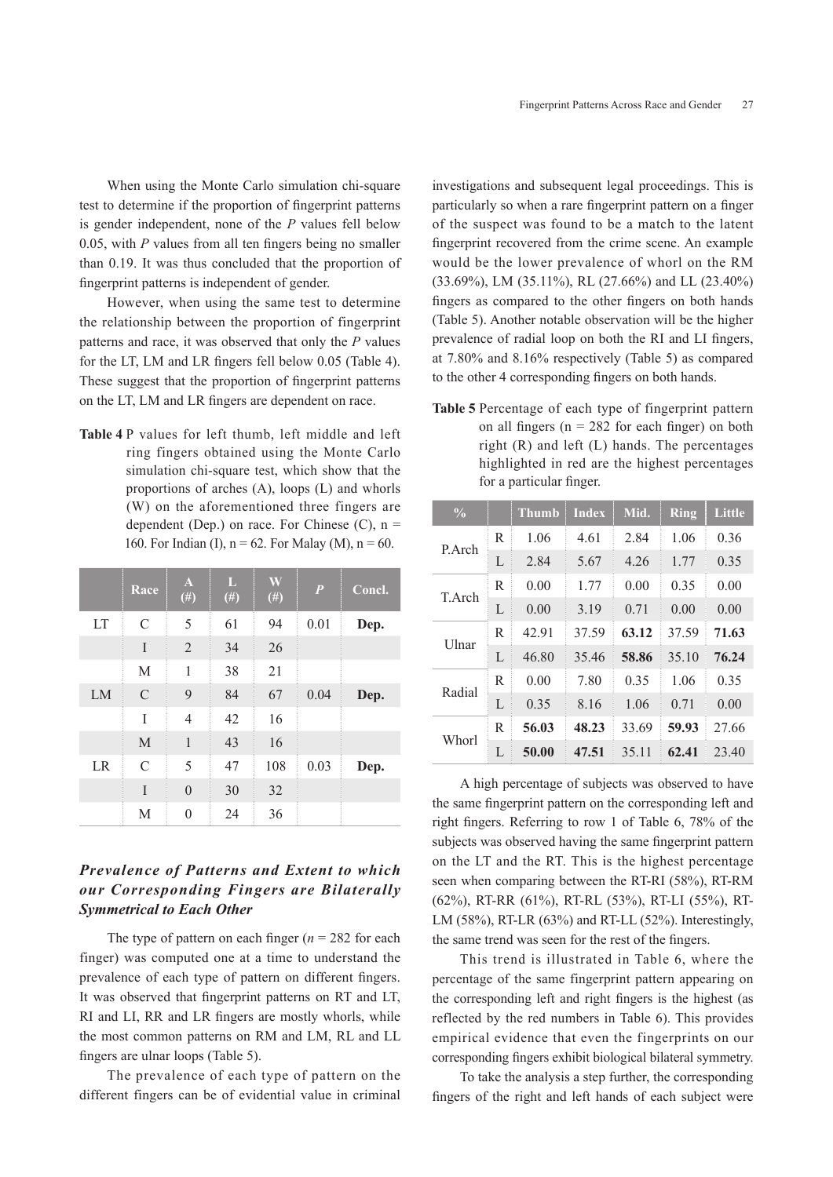When using the Monte Carlo simulation chi-square test to determine if the proportion of fingerprint patterns is gender independent, none of the *P* values fell below 0.05, with *P* values from all ten fingers being no smaller than 0.19. It was thus concluded that the proportion of fingerprint patterns is independent of gender.

However, when using the same test to determine the relationship between the proportion of fingerprint patterns and race, it was observed that only the *P* values for the LT, LM and LR fingers fell below 0.05 (Table 4). These suggest that the proportion of fingerprint patterns on the LT, LM and LR fingers are dependent on race.

**Table 4** P values for left thumb, left middle and left ring fingers obtained using the Monte Carlo simulation chi-square test, which show that the proportions of arches (A), loops (L) and whorls (W) on the aforementioned three fingers are dependent (Dep.) on race. For Chinese (C), n = 160. For Indian (I), n = 62. For Malay (M), n = 60.

| | Race | A (#) | L (#) | W (#) | *P* | Concl. |
|---|---|---|---|---|---|---|
| LT | C | 5 | 61 | 94 | 0.01 | **Dep.** |
| | I | 2 | 34 | 26 | | |
| | M | 1 | 38 | 21 | | |
| LM | C | 9 | 84 | 67 | 0.04 | **Dep.** |
| | I | 4 | 42 | 16 | | |
| | M | 1 | 43 | 16 | | |
| LR | C | 5 | 47 | 108 | 0.03 | **Dep.** |
| | I | 0 | 30 | 32 | | |
| | M | 0 | 24 | 36 | | |

### *Prevalence of Patterns and Extent to which our Corresponding Fingers are Bilaterally Symmetrical to Each Other*

The type of pattern on each finger (*n* = 282 for each finger) was computed one at a time to understand the prevalence of each type of pattern on different fingers. It was observed that fingerprint patterns on RT and LT, RI and LI, RR and LR fingers are mostly whorls, while the most common patterns on RM and LM, RL and LL fingers are ulnar loops (Table 5).

The prevalence of each type of pattern on the different fingers can be of evidential value in criminal investigations and subsequent legal proceedings. This is particularly so when a rare fingerprint pattern on a finger of the suspect was found to be a match to the latent fingerprint recovered from the crime scene. An example would be the lower prevalence of whorl on the RM (33.69%), LM (35.11%), RL (27.66%) and LL (23.40%) fingers as compared to the other fingers on both hands (Table 5). Another notable observation will be the higher prevalence of radial loop on both the RI and LI fingers, at 7.80% and 8.16% respectively (Table 5) as compared to the other 4 corresponding fingers on both hands.

**Table 5** Percentage of each type of fingerprint pattern on all fingers (n = 282 for each finger) on both right (R) and left (L) hands. The percentages highlighted in red are the highest percentages for a particular finger.

| % | | Thumb | Index | Mid. | Ring | Little |
|---|---|---|---|---|---|---|
| P.Arch | R | 1.06 | 4.61 | 2.84 | 1.06 | 0.36 |
| | L | 2.84 | 5.67 | 4.26 | 1.77 | 0.35 |
| T.Arch | R | 0.00 | 1.77 | 0.00 | 0.35 | 0.00 |
| | L | 0.00 | 3.19 | 0.71 | 0.00 | 0.00 |
| Ulnar | R | 42.91 | 37.59 | **63.12** | 37.59 | **71.63** |
| | L | 46.80 | 35.46 | **58.86** | 35.10 | **76.24** |
| Radial | R | 0.00 | 7.80 | 0.35 | 1.06 | 0.35 |
| | L | 0.35 | 8.16 | 1.06 | 0.71 | 0.00 |
| Whorl | R | **56.03** | **48.23** | 33.69 | **59.93** | 27.66 |
| | L | **50.00** | **47.51** | 35.11 | **62.41** | 23.40 |

A high percentage of subjects was observed to have the same fingerprint pattern on the corresponding left and right fingers. Referring to row 1 of Table 6, 78% of the subjects was observed having the same fingerprint pattern on the LT and the RT. This is the highest percentage seen when comparing between the RT-RI (58%), RT-RM (62%), RT-RR (61%), RT-RL (53%), RT-LI (55%), RT-LM (58%), RT-LR (63%) and RT-LL (52%). Interestingly, the same trend was seen for the rest of the fingers.

This trend is illustrated in Table 6, where the percentage of the same fingerprint pattern appearing on the corresponding left and right fingers is the highest (as reflected by the red numbers in Table 6). This provides empirical evidence that even the fingerprints on our corresponding fingers exhibit biological bilateral symmetry.

To take the analysis a step further, the corresponding fingers of the right and left hands of each subject were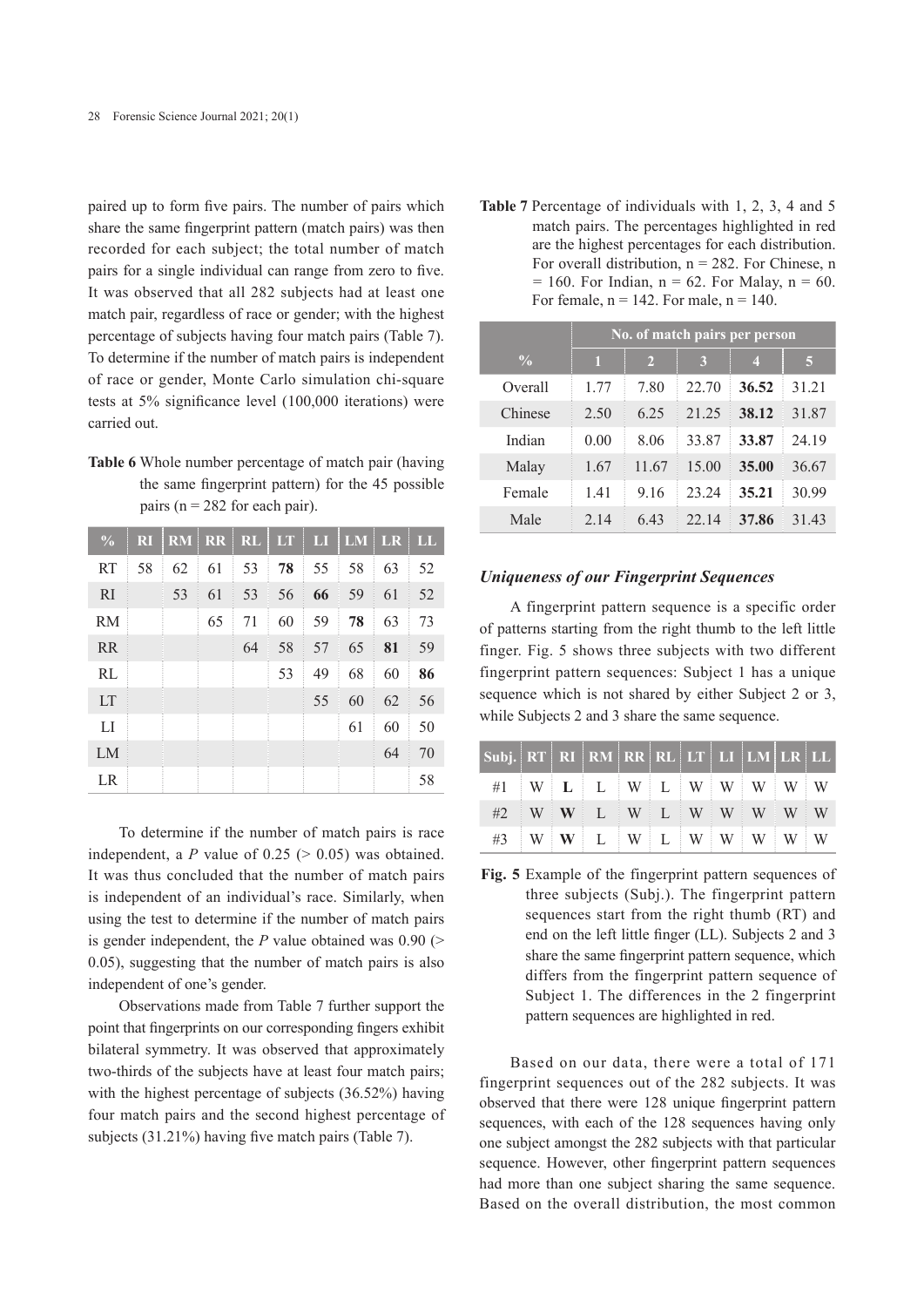paired up to form five pairs. The number of pairs which share the same fingerprint pattern (match pairs) was then recorded for each subject; the total number of match pairs for a single individual can range from zero to five. It was observed that all 282 subjects had at least one match pair, regardless of race or gender; with the highest percentage of subjects having four match pairs (Table 7). To determine if the number of match pairs is independent of race or gender, Monte Carlo simulation chi-square tests at 5% significance level (100,000 iterations) were carried out.

**Table 6** Whole number percentage of match pair (having the same fingerprint pattern) for the 45 possible pairs (n = 282 for each pair).

| % | RI | RM | RR | RL | LT | LI | LM | LR | LL |
|---|---|---|---|---|---|---|---|---|---|
| RT | 58 | 62 | 61 | 53 | **78** | 55 | 58 | 63 | 52 |
| RI | | 53 | 61 | 53 | 56 | **66** | 59 | 61 | 52 |
| RM | | | 65 | 71 | 60 | 59 | **78** | 63 | 73 |
| RR | | | | 64 | 58 | 57 | 65 | **81** | 59 |
| RL | | | | | 53 | 49 | 68 | 60 | **86** |
| LT | | | | | | 55 | 60 | 62 | 56 |
| LI | | | | | | | 61 | 60 | 50 |
| LM | | | | | | | | 64 | 70 |
| LR | | | | | | | | | 58 |

To determine if the number of match pairs is race independent, a $P$ value of 0.25 (> 0.05) was obtained. It was thus concluded that the number of match pairs is independent of an individual's race. Similarly, when using the test to determine if the number of match pairs is gender independent, the $P$ value obtained was 0.90 (> 0.05), suggesting that the number of match pairs is also independent of one's gender.

Observations made from Table 7 further support the point that fingerprints on our corresponding fingers exhibit bilateral symmetry. It was observed that approximately two-thirds of the subjects have at least four match pairs; with the highest percentage of subjects (36.52%) having four match pairs and the second highest percentage of subjects (31.21%) having five match pairs (Table 7).

**Table 7** Percentage of individuals with 1, 2, 3, 4 and 5 match pairs. The percentages highlighted in red are the highest percentages for each distribution. For overall distribution, n = 282. For Chinese, n = 160. For Indian, n = 62. For Malay, n = 60. For female, n = 142. For male, n = 140.

| | No. of match pairs per person | | | | |
|---|---|---|---|---|---|
| % | 1 | 2 | 3 | 4 | 5 |
| Overall | 1.77 | 7.80 | 22.70 | **36.52** | 31.21 |
| Chinese | 2.50 | 6.25 | 21.25 | **38.12** | 31.87 |
| Indian | 0.00 | 8.06 | 33.87 | **33.87** | 24.19 |
| Malay | 1.67 | 11.67 | 15.00 | **35.00** | 36.67 |
| Female | 1.41 | 9.16 | 23.24 | **35.21** | 30.99 |
| Male | 2.14 | 6.43 | 22.14 | **37.86** | 31.43 |

### *Uniqueness of our Fingerprint Sequences*

A fingerprint pattern sequence is a specific order of patterns starting from the right thumb to the left little finger. Fig. 5 shows three subjects with two different fingerprint pattern sequences: Subject 1 has a unique sequence which is not shared by either Subject 2 or 3, while Subjects 2 and 3 share the same sequence.

| Subj. | RT | RI | RM | RR | RL | LT | LI | LM | LR | LL |
|---|---|---|---|---|---|---|---|---|---|---|
| #1 | W | **L** | L | W | L | W | W | W | W | W |
| #2 | W | **W** | L | W | L | W | W | W | W | W |
| #3 | W | **W** | L | W | L | W | W | W | W | W |

**Fig. 5** Example of the fingerprint pattern sequences of three subjects (Subj.). The fingerprint pattern sequences start from the right thumb (RT) and end on the left little finger (LL). Subjects 2 and 3 share the same fingerprint pattern sequence, which differs from the fingerprint pattern sequence of Subject 1. The differences in the 2 fingerprint pattern sequences are highlighted in red.

Based on our data, there were a total of 171 fingerprint sequences out of the 282 subjects. It was observed that there were 128 unique fingerprint pattern sequences, with each of the 128 sequences having only one subject amongst the 282 subjects with that particular sequence. However, other fingerprint pattern sequences had more than one subject sharing the same sequence. Based on the overall distribution, the most common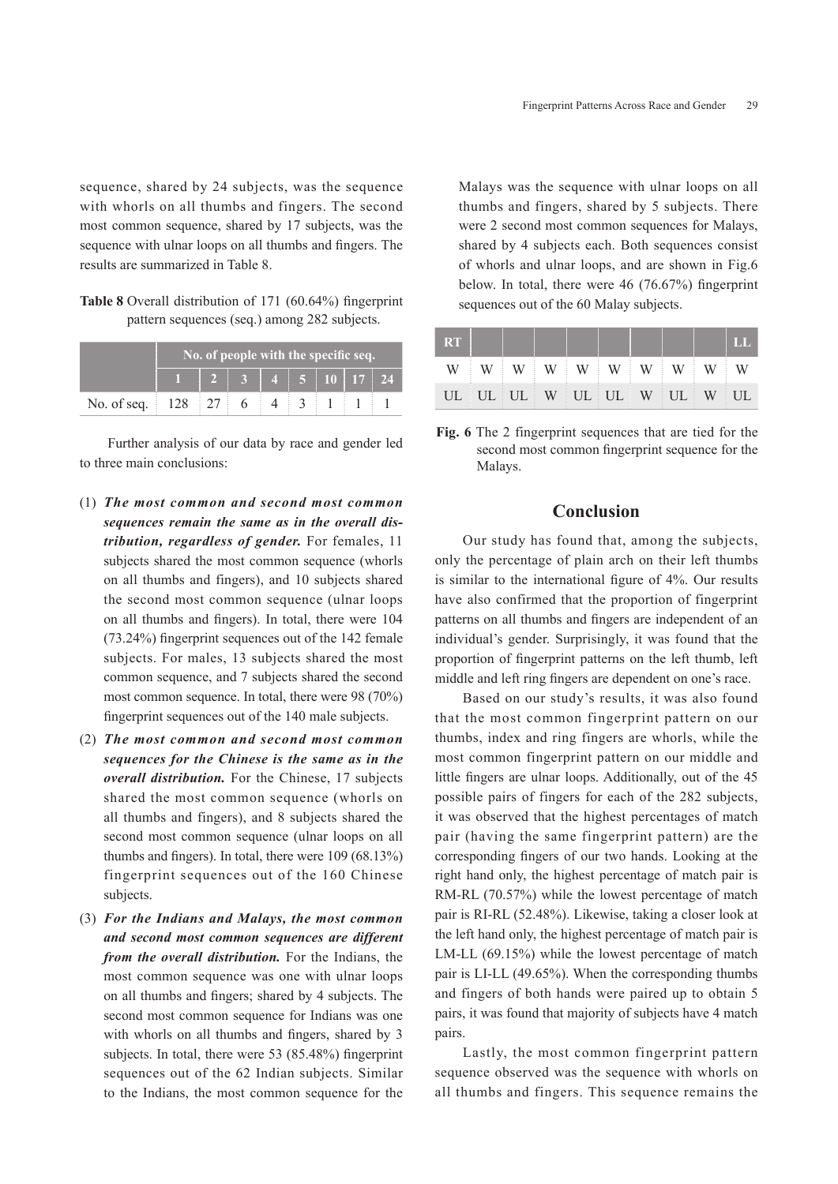sequence, shared by 24 subjects, was the sequence with whorls on all thumbs and fingers. The second most common sequence, shared by 17 subjects, was the sequence with ulnar loops on all thumbs and fingers. The results are summarized in Table 8.

**Table 8** Overall distribution of 171 (60.64%) fingerprint pattern sequences (seq.) among 282 subjects.

| | No. of people with the specific seq. | | | | | | | |
|---|---|---|---|---|---|---|---|---|
| | 1 | 2 | 3 | 4 | 5 | 10 | 17 | 24 |
| No. of seq. | 128 | 27 | 6 | 4 | 3 | 1 | 1 | 1 |

Further analysis of our data by race and gender led to three main conclusions:

(1) ***The most common and second most common sequences remain the same as in the overall distribution, regardless of gender.*** For females, 11 subjects shared the most common sequence (whorls on all thumbs and fingers), and 10 subjects shared the second most common sequence (ulnar loops on all thumbs and fingers). In total, there were 104 (73.24%) fingerprint sequences out of the 142 female subjects. For males, 13 subjects shared the most common sequence, and 7 subjects shared the second most common sequence. In total, there were 98 (70%) fingerprint sequences out of the 140 male subjects.

(2) ***The most common and second most common sequences for the Chinese is the same as in the overall distribution.*** For the Chinese, 17 subjects shared the most common sequence (whorls on all thumbs and fingers), and 8 subjects shared the second most common sequence (ulnar loops on all thumbs and fingers). In total, there were 109 (68.13%) fingerprint sequences out of the 160 Chinese subjects.

(3) ***For the Indians and Malays, the most common and second most common sequences are different from the overall distribution.*** For the Indians, the most common sequence was one with ulnar loops on all thumbs and fingers; shared by 4 subjects. The second most common sequence for Indians was one with whorls on all thumbs and fingers, shared by 3 subjects. In total, there were 53 (85.48%) fingerprint sequences out of the 62 Indian subjects. Similar to the Indians, the most common sequence for the Malays was the sequence with ulnar loops on all thumbs and fingers, shared by 5 subjects. There were 2 second most common sequences for Malays, shared by 4 subjects each. Both sequences consist of whorls and ulnar loops, and are shown in Fig.6 below. In total, there were 46 (76.67%) fingerprint sequences out of the 60 Malay subjects.

| RT | | | | | | | | | LL |
|---|---|---|---|---|---|---|---|---|---|
| W | W | W | W | W | W | W | W | W | W |
| UL | UL | UL | W | UL | UL | W | UL | W | UL |

**Fig. 6** The 2 fingerprint sequences that are tied for the second most common fingerprint sequence for the Malays.

## Conclusion

Our study has found that, among the subjects, only the percentage of plain arch on their left thumbs is similar to the international figure of 4%. Our results have also confirmed that the proportion of fingerprint patterns on all thumbs and fingers are independent of an individual's gender. Surprisingly, it was found that the proportion of fingerprint patterns on the left thumb, left middle and left ring fingers are dependent on one's race.

Based on our study's results, it was also found that the most common fingerprint pattern on our thumbs, index and ring fingers are whorls, while the most common fingerprint pattern on our middle and little fingers are ulnar loops. Additionally, out of the 45 possible pairs of fingers for each of the 282 subjects, it was observed that the highest percentages of match pair (having the same fingerprint pattern) are the corresponding fingers of our two hands. Looking at the right hand only, the highest percentage of match pair is RM-RL (70.57%) while the lowest percentage of match pair is RI-RL (52.48%). Likewise, taking a closer look at the left hand only, the highest percentage of match pair is LM-LL (69.15%) while the lowest percentage of match pair is LI-LL (49.65%). When the corresponding thumbs and fingers of both hands were paired up to obtain 5 pairs, it was found that majority of subjects have 4 match pairs.

Lastly, the most common fingerprint pattern sequence observed was the sequence with whorls on all thumbs and fingers. This sequence remains the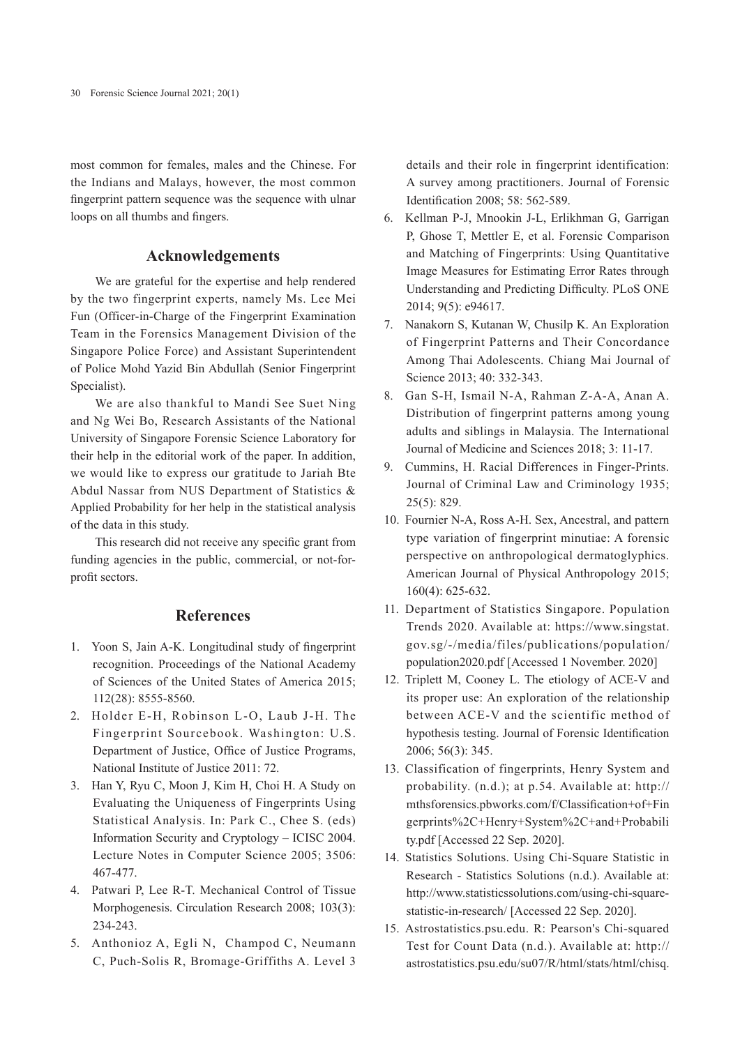most common for females, males and the Chinese. For the Indians and Malays, however, the most common fingerprint pattern sequence was the sequence with ulnar loops on all thumbs and fingers.

## Acknowledgements

We are grateful for the expertise and help rendered by the two fingerprint experts, namely Ms. Lee Mei Fun (Officer-in-Charge of the Fingerprint Examination Team in the Forensics Management Division of the Singapore Police Force) and Assistant Superintendent of Police Mohd Yazid Bin Abdullah (Senior Fingerprint Specialist).

We are also thankful to Mandi See Suet Ning and Ng Wei Bo, Research Assistants of the National University of Singapore Forensic Science Laboratory for their help in the editorial work of the paper. In addition, we would like to express our gratitude to Jariah Bte Abdul Nassar from NUS Department of Statistics & Applied Probability for her help in the statistical analysis of the data in this study.

This research did not receive any specific grant from funding agencies in the public, commercial, or not-for-profit sectors.

## References

1. Yoon S, Jain A-K. Longitudinal study of fingerprint recognition. Proceedings of the National Academy of Sciences of the United States of America 2015; 112(28): 8555-8560.
2. Holder E-H, Robinson L-O, Laub J-H. The Fingerprint Sourcebook. Washington: U.S. Department of Justice, Office of Justice Programs, National Institute of Justice 2011: 72.
3. Han Y, Ryu C, Moon J, Kim H, Choi H. A Study on Evaluating the Uniqueness of Fingerprints Using Statistical Analysis. In: Park C., Chee S. (eds) Information Security and Cryptology – ICISC 2004. Lecture Notes in Computer Science 2005; 3506: 467-477.
4. Patwari P, Lee R-T. Mechanical Control of Tissue Morphogenesis. Circulation Research 2008; 103(3): 234-243.
5. Anthonioz A, Egli N, Champod C, Neumann C, Puch-Solis R, Bromage-Griffiths A. Level 3 details and their role in fingerprint identification: A survey among practitioners. Journal of Forensic Identification 2008; 58: 562-589.
6. Kellman P-J, Mnookin J-L, Erlikhman G, Garrigan P, Ghose T, Mettler E, et al. Forensic Comparison and Matching of Fingerprints: Using Quantitative Image Measures for Estimating Error Rates through Understanding and Predicting Difficulty. PLoS ONE 2014; 9(5): e94617.
7. Nanakorn S, Kutanan W, Chusilp K. An Exploration of Fingerprint Patterns and Their Concordance Among Thai Adolescents. Chiang Mai Journal of Science 2013; 40: 332-343.
8. Gan S-H, Ismail N-A, Rahman Z-A-A, Anan A. Distribution of fingerprint patterns among young adults and siblings in Malaysia. The International Journal of Medicine and Sciences 2018; 3: 11-17.
9. Cummins, H. Racial Differences in Finger-Prints. Journal of Criminal Law and Criminology 1935; 25(5): 829.
10. Fournier N-A, Ross A-H. Sex, Ancestral, and pattern type variation of fingerprint minutiae: A forensic perspective on anthropological dermatoglyphics. American Journal of Physical Anthropology 2015; 160(4): 625-632.
11. Department of Statistics Singapore. Population Trends 2020. Available at: https://www.singstat.gov.sg/-/media/files/publications/population/population2020.pdf [Accessed 1 November. 2020]
12. Triplett M, Cooney L. The etiology of ACE-V and its proper use: An exploration of the relationship between ACE-V and the scientific method of hypothesis testing. Journal of Forensic Identification 2006; 56(3): 345.
13. Classification of fingerprints, Henry System and probability. (n.d.); at p.54. Available at: http://mthsforensics.pbworks.com/f/Classification+of+Fingerprints%2C+Henry+System%2C+and+Probability.pdf [Accessed 22 Sep. 2020].
14. Statistics Solutions. Using Chi-Square Statistic in Research - Statistics Solutions (n.d.). Available at: http://www.statisticssolutions.com/using-chi-square-statistic-in-research/ [Accessed 22 Sep. 2020].
15. Astrostatistics.psu.edu. R: Pearson's Chi-squared Test for Count Data (n.d.). Available at: http://astrostatistics.psu.edu/su07/R/html/stats/html/chisq.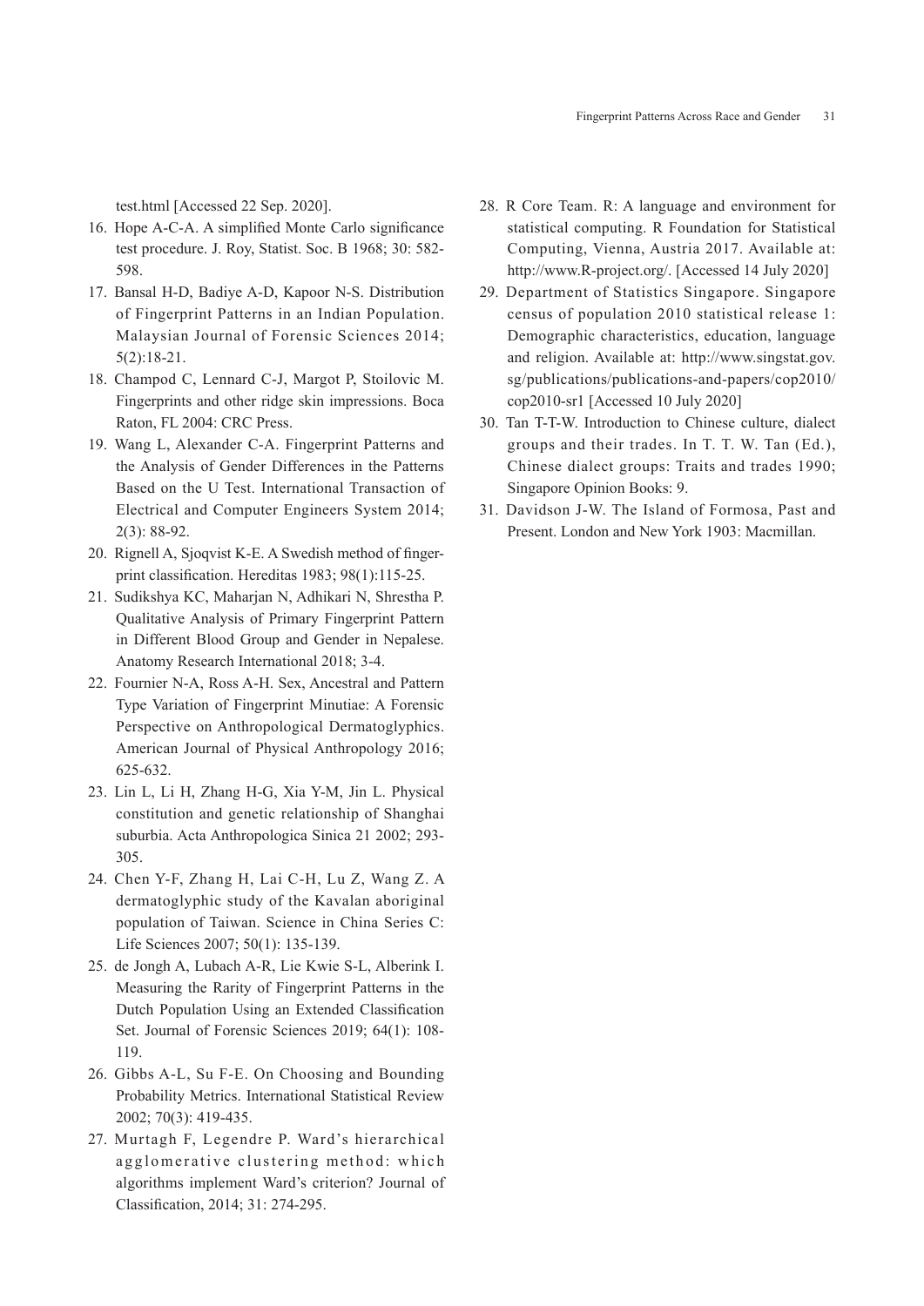test.html [Accessed 22 Sep. 2020].

16. Hope A-C-A. A simplified Monte Carlo significance test procedure. J. Roy, Statist. Soc. B 1968; 30: 582-598.
17. Bansal H-D, Badiye A-D, Kapoor N-S. Distribution of Fingerprint Patterns in an Indian Population. Malaysian Journal of Forensic Sciences 2014; 5(2):18-21.
18. Champod C, Lennard C-J, Margot P, Stoilovic M. Fingerprints and other ridge skin impressions. Boca Raton, FL 2004: CRC Press.
19. Wang L, Alexander C-A. Fingerprint Patterns and the Analysis of Gender Differences in the Patterns Based on the U Test. International Transaction of Electrical and Computer Engineers System 2014; 2(3): 88-92.
20. Rignell A, Sjoqvist K-E. A Swedish method of fingerprint classification. Hereditas 1983; 98(1):115-25.
21. Sudikshya KC, Maharjan N, Adhikari N, Shrestha P. Qualitative Analysis of Primary Fingerprint Pattern in Different Blood Group and Gender in Nepalese. Anatomy Research International 2018; 3-4.
22. Fournier N-A, Ross A-H. Sex, Ancestral and Pattern Type Variation of Fingerprint Minutiae: A Forensic Perspective on Anthropological Dermatoglyphics. American Journal of Physical Anthropology 2016; 625-632.
23. Lin L, Li H, Zhang H-G, Xia Y-M, Jin L. Physical constitution and genetic relationship of Shanghai suburbia. Acta Anthropologica Sinica 21 2002; 293-305.
24. Chen Y-F, Zhang H, Lai C-H, Lu Z, Wang Z. A dermatoglyphic study of the Kavalan aboriginal population of Taiwan. Science in China Series C: Life Sciences 2007; 50(1): 135-139.
25. de Jongh A, Lubach A-R, Lie Kwie S-L, Alberink I. Measuring the Rarity of Fingerprint Patterns in the Dutch Population Using an Extended Classification Set. Journal of Forensic Sciences 2019; 64(1): 108-119.
26. Gibbs A-L, Su F-E. On Choosing and Bounding Probability Metrics. International Statistical Review 2002; 70(3): 419-435.
27. Murtagh F, Legendre P. Ward's hierarchical agglomerative clustering method: which algorithms implement Ward's criterion? Journal of Classification, 2014; 31: 274-295.
28. R Core Team. R: A language and environment for statistical computing. R Foundation for Statistical Computing, Vienna, Austria 2017. Available at: http://www.R-project.org/. [Accessed 14 July 2020]
29. Department of Statistics Singapore. Singapore census of population 2010 statistical release 1: Demographic characteristics, education, language and religion. Available at: http://www.singstat.gov.sg/publications/publications-and-papers/cop2010/cop2010-sr1 [Accessed 10 July 2020]
30. Tan T-T-W. Introduction to Chinese culture, dialect groups and their trades. In T. T. W. Tan (Ed.), Chinese dialect groups: Traits and trades 1990; Singapore Opinion Books: 9.
31. Davidson J-W. The Island of Formosa, Past and Present. London and New York 1903: Macmillan.